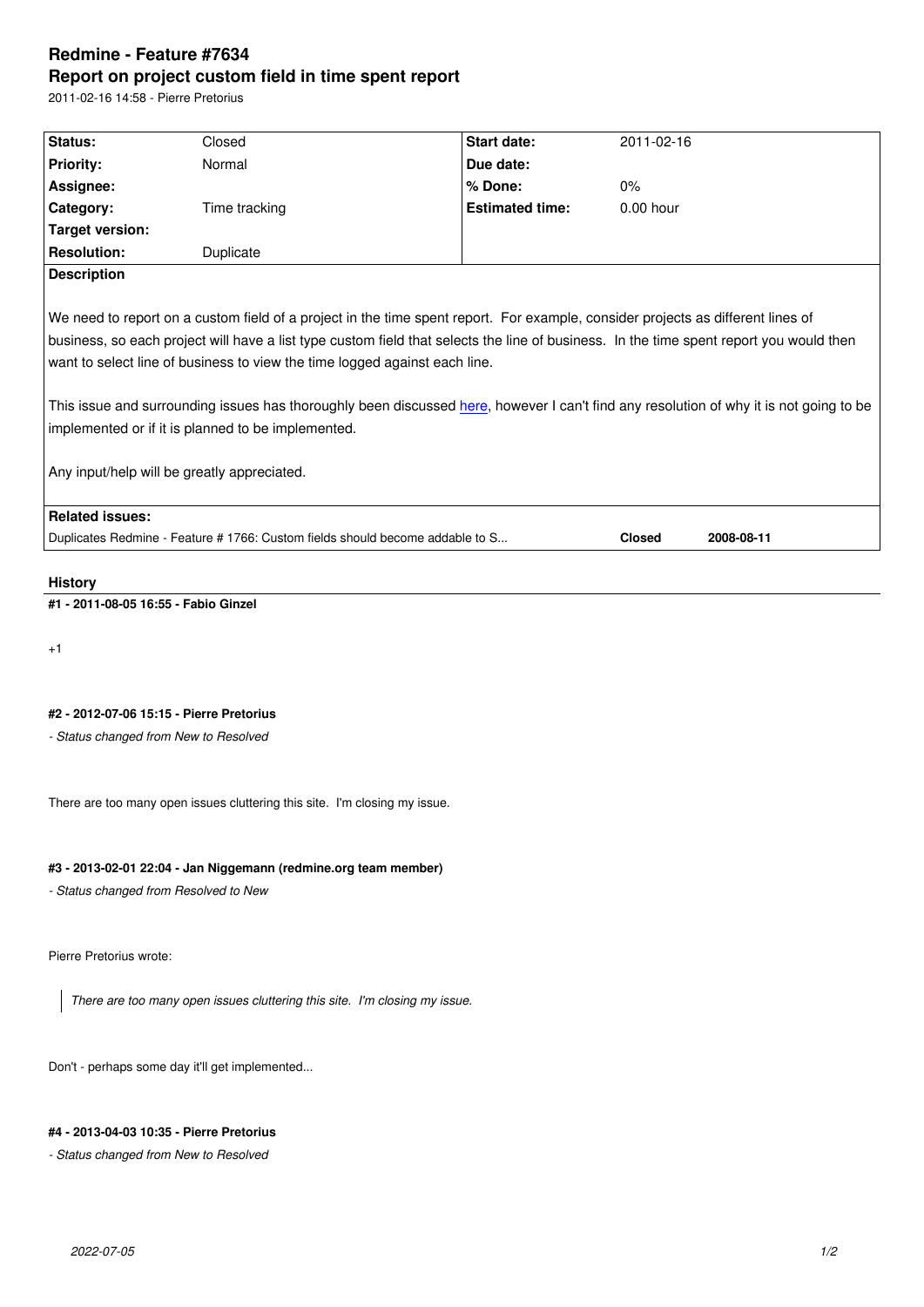# Redmine - Feature #7634

## Report on project custom field in time spent report

2011-02-16 14:58 - Pierre Pretorius

| Status: | Closed | Start date: | 2011-02-16 |
|---|---|---|---|
| Priority: | Normal | Due date: | |
| Assignee: | | % Done: | 0% |
| Category: | Time tracking | Estimated time: | 0.00 hour |
| Target version: | | | |
| Resolution: | Duplicate | | |

**Description**

We need to report on a custom field of a project in the time spent report. For example, consider projects as different lines of business, so each project will have a list type custom field that selects the line of business. In the time spent report you would then want to select line of business to view the time logged against each line.

This issue and surrounding issues has thoroughly been discussed here, however I can't find any resolution of why it is not going to be implemented or if it is planned to be implemented.

Any input/help will be greatly appreciated.

**Related issues:**

| | | |
|---|---|---|
| Duplicates Redmine - Feature # 1766: Custom fields should become addable to S... | Closed | 2008-08-11 |

### History

#### #1 - 2011-08-05 16:55 - Fabio Ginzel

+1

#### #2 - 2012-07-06 15:15 - Pierre Pretorius

*- Status changed from New to Resolved*

There are too many open issues cluttering this site. I'm closing my issue.

#### #3 - 2013-02-01 22:04 - Jan Niggemann (redmine.org team member)

*- Status changed from Resolved to New*

Pierre Pretorius wrote:

> *There are too many open issues cluttering this site. I'm closing my issue.*

Don't - perhaps some day it'll get implemented...

#### #4 - 2013-04-03 10:35 - Pierre Pretorius

*- Status changed from New to Resolved*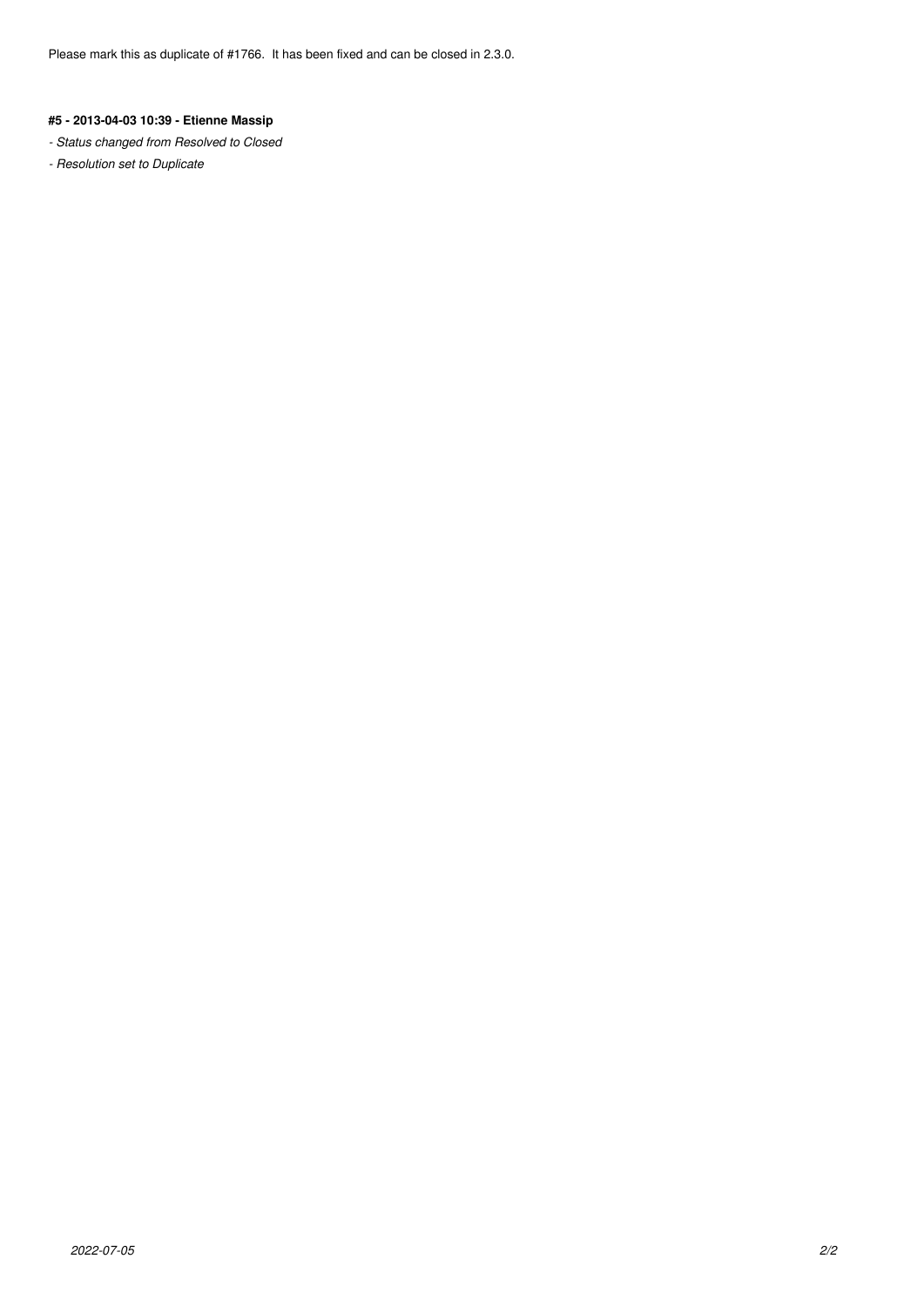Please mark this as duplicate of #1766. It has been fixed and can be closed in 2.3.0.

**#5 - 2013-04-03 10:39 - Etienne Massip**

*- Status changed from Resolved to Closed*

*- Resolution set to Duplicate*